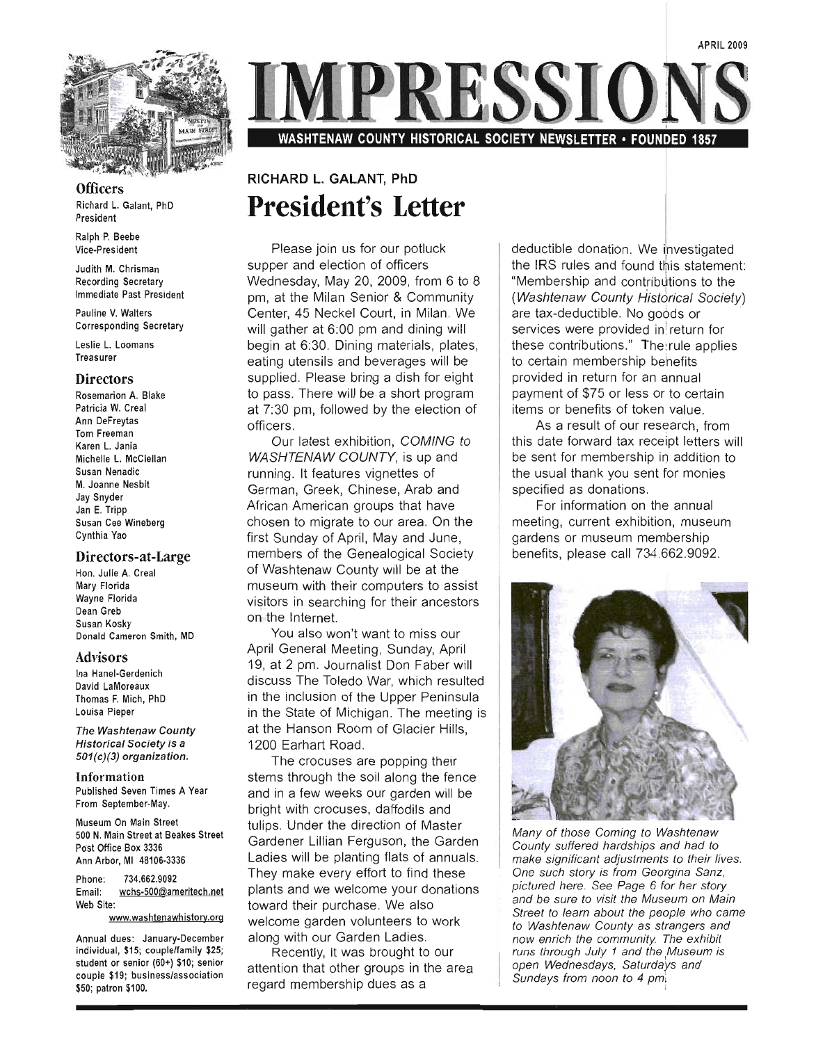APRIL 2009

# IMPRESSIONS

**WASHTENAW COUNTY HISTORICAL SOCIETY NEWSLETTER • FOUNDED 1857**

### Officers

Richard L. Galant, PhD
President

Ralph P. Beebe
Vice-President

Judith M. Chrisman
Recording Secretary
Immediate Past President

Pauline V. Walters
Corresponding Secretary

Leslie L. Loomans
Treasurer

### Directors

Rosemarion A. Blake
Patricia W. Creal
Ann DeFreytas
Tom Freeman
Karen L. Jania
Michelle L. McClellan
Susan Nenadic
M. Joanne Nesbit
Jay Snyder
Jan E. Tripp
Susan Cee Wineberg
Cynthia Yao

### Directors-at-Large

Hon. Julie A. Creal
Mary Florida
Wayne Florida
Dean Greb
Susan Kosky
Donald Cameron Smith, MD

### Advisors

Ina Hanel-Gerdenich
David LaMoreaux
Thomas F. Mich, PhD
Louisa Pieper

*The Washtenaw County Historical Society is a 501(c)(3) organization.*

### Information

Published Seven Times A Year From September-May.

Museum On Main Street
500 N. Main Street at Beakes Street
Post Office Box 3336
Ann Arbor, MI 48106-3336

Phone: 734.662.9092
Email: wchs-500@ameritech.net
Web Site: www.washtenawhistory.org

Annual dues: January-December individual, $15; couple/family $25; student or senior (60+) $10; senior couple $19; business/association $50; patron $100.

RICHARD L. GALANT, PhD

## President's Letter

Please join us for our potluck supper and election of officers Wednesday, May 20, 2009, from 6 to 8 pm, at the Milan Senior & Community Center, 45 Neckel Court, in Milan. We will gather at 6:00 pm and dining will begin at 6:30. Dining materials, plates, eating utensils and beverages will be supplied. Please bring a dish for eight to pass. There will be a short program at 7:30 pm, followed by the election of officers.

Our latest exhibition, *COMING to WASHTENAW COUNTY*, is up and running. It features vignettes of German, Greek, Chinese, Arab and African American groups that have chosen to migrate to our area. On the first Sunday of April, May and June, members of the Genealogical Society of Washtenaw County will be at the museum with their computers to assist visitors in searching for their ancestors on the Internet.

You also won't want to miss our April General Meeting, Sunday, April 19, at 2 pm. Journalist Don Faber will discuss The Toledo War, which resulted in the inclusion of the Upper Peninsula in the State of Michigan. The meeting is at the Hanson Room of Glacier Hills, 1200 Earhart Road.

The crocuses are popping their stems through the soil along the fence and in a few weeks our garden will be bright with crocuses, daffodils and tulips. Under the direction of Master Gardener Lillian Ferguson, the Garden Ladies will be planting flats of annuals. They make every effort to find these plants and we welcome your donations toward their purchase. We also welcome garden volunteers to work along with our Garden Ladies.

Recently, it was brought to our attention that other groups in the area regard membership dues as a deductible donation. We investigated the IRS rules and found this statement: "Membership and contributions to the (*Washtenaw County Historical Society*) are tax-deductible. No goods or services were provided in return for these contributions." The rule applies to certain membership benefits provided in return for an annual payment of $75 or less or to certain items or benefits of token value.

As a result of our research, from this date forward tax receipt letters will be sent for membership in addition to the usual thank you sent for monies specified as donations.

For information on the annual meeting, current exhibition, museum gardens or museum membership benefits, please call 734.662.9092.

*Many of those Coming to Washtenaw County suffered hardships and had to make significant adjustments to their lives. One such story is from Georgina Sanz, pictured here. See Page 6 for her story and be sure to visit the Museum on Main Street to learn about the people who came to Washtenaw County as strangers and now enrich the community. The exhibit runs through July 1 and the Museum is open Wednesdays, Saturdays and Sundays from noon to 4 pm.*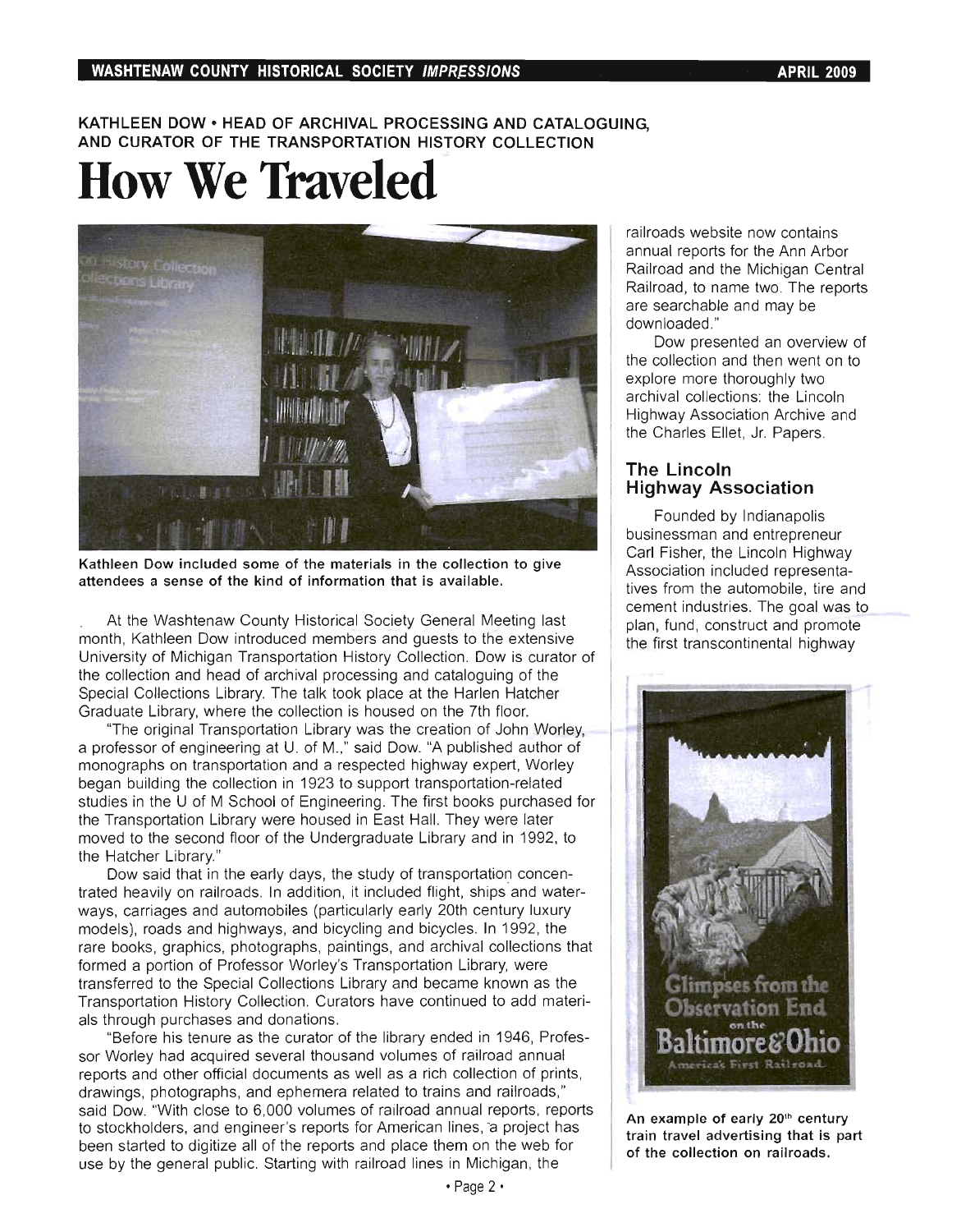KATHLEEN DOW • HEAD OF ARCHIVAL PROCESSING AND CATALOGUING, AND CURATOR OF THE TRANSPORTATION HISTORY COLLECTION

# How We Traveled

Kathleen Dow included some of the materials in the collection to give attendees a sense of the kind of information that is available.

At the Washtenaw County Historical Society General Meeting last month, Kathleen Dow introduced members and guests to the extensive University of Michigan Transportation History Collection. Dow is curator of the collection and head of archival processing and cataloguing of the Special Collections Library. The talk took place at the Harlen Hatcher Graduate Library, where the collection is housed on the 7th floor.

"The original Transportation Library was the creation of John Worley, a professor of engineering at U. of M.," said Dow. "A published author of monographs on transportation and a respected highway expert, Worley began building the collection in 1923 to support transportation-related studies in the U of M School of Engineering. The first books purchased for the Transportation Library were housed in East Hall. They were later moved to the second floor of the Undergraduate Library and in 1992, to the Hatcher Library."

Dow said that in the early days, the study of transportation concentrated heavily on railroads. In addition, it included flight, ships and waterways, carriages and automobiles (particularly early 20th century luxury models), roads and highways, and bicycling and bicycles. In 1992, the rare books, graphics, photographs, paintings, and archival collections that formed a portion of Professor Worley's Transportation Library, were transferred to the Special Collections Library and became known as the Transportation History Collection. Curators have continued to add materials through purchases and donations.

"Before his tenure as the curator of the library ended in 1946, Professor Worley had acquired several thousand volumes of railroad annual reports and other official documents as well as a rich collection of prints, drawings, photographs, and ephemera related to trains and railroads," said Dow. "With close to 6,000 volumes of railroad annual reports, reports to stockholders, and engineer's reports for American lines, a project has been started to digitize all of the reports and place them on the web for use by the general public. Starting with railroad lines in Michigan, the railroads website now contains annual reports for the Ann Arbor Railroad and the Michigan Central Railroad, to name two. The reports are searchable and may be downloaded."

Dow presented an overview of the collection and then went on to explore more thoroughly two archival collections: the Lincoln Highway Association Archive and the Charles Ellet, Jr. Papers.

## The Lincoln Highway Association

Founded by Indianapolis businessman and entrepreneur Carl Fisher, the Lincoln Highway Association included representatives from the automobile, tire and cement industries. The goal was to plan, fund, construct and promote the first transcontinental highway

An example of early 20th century train travel advertising that is part of the collection on railroads.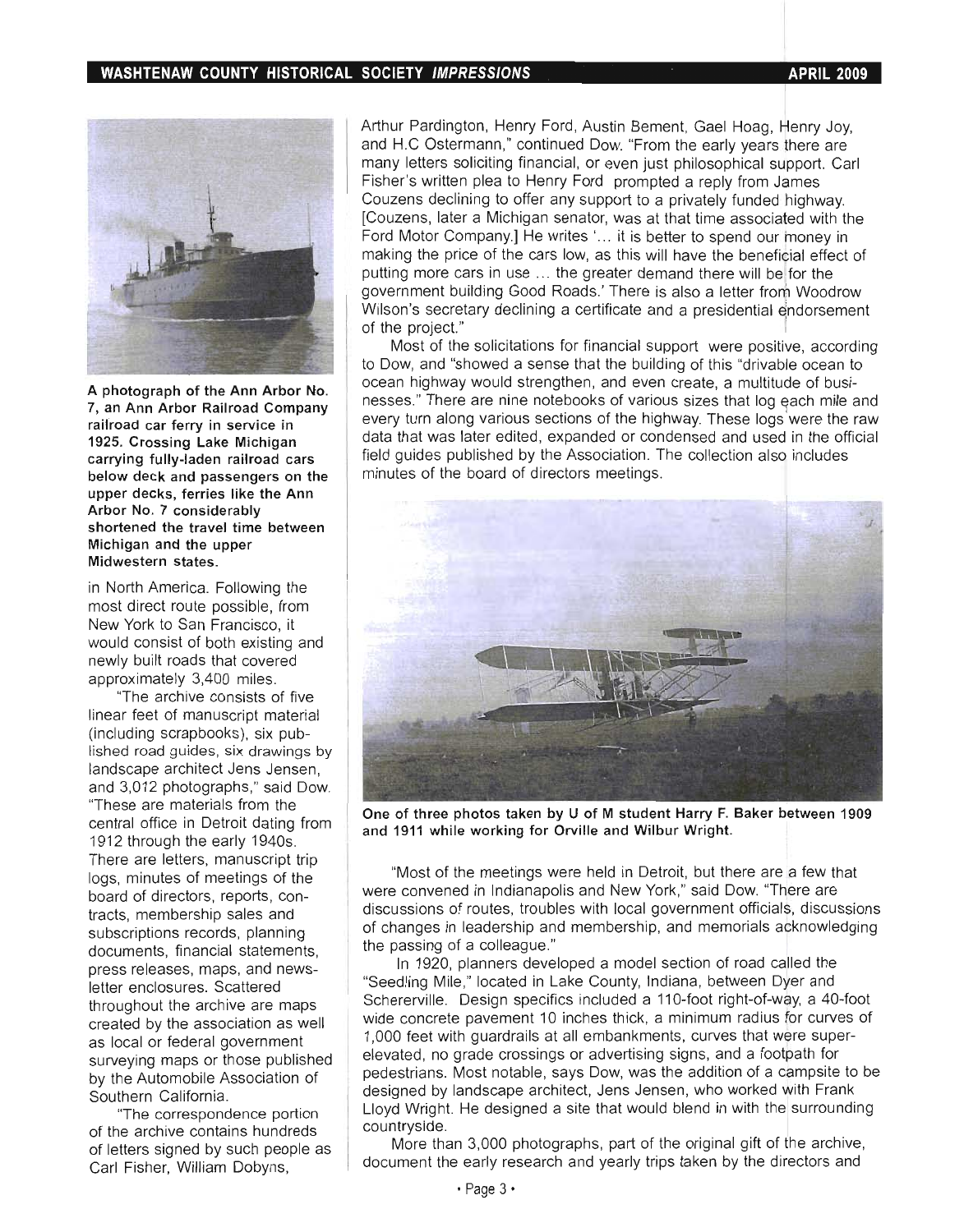A photograph of the Ann Arbor No. 7, an Ann Arbor Railroad Company railroad car ferry in service in 1925. Crossing Lake Michigan carrying fully-laden railroad cars below deck and passengers on the upper decks, ferries like the Ann Arbor No. 7 considerably shortened the travel time between Michigan and the upper Midwestern states.

in North America. Following the most direct route possible, from New York to San Francisco, it would consist of both existing and newly built roads that covered approximately 3,400 miles.

"The archive consists of five linear feet of manuscript material (including scrapbooks), six published road guides, six drawings by landscape architect Jens Jensen, and 3,012 photographs," said Dow. "These are materials from the central office in Detroit dating from 1912 through the early 1940s. There are letters, manuscript trip logs, minutes of meetings of the board of directors, reports, contracts, membership sales and subscriptions records, planning documents, financial statements, press releases, maps, and newsletter enclosures. Scattered throughout the archive are maps created by the association as well as local or federal government surveying maps or those published by the Automobile Association of Southern California.

"The correspondence portion of the archive contains hundreds of letters signed by such people as Carl Fisher, William Dobyns, Arthur Pardington, Henry Ford, Austin Bement, Gael Hoag, Henry Joy, and H.C Ostermann," continued Dow. "From the early years there are many letters soliciting financial, or even just philosophical support. Carl Fisher's written plea to Henry Ford prompted a reply from James Couzens declining to offer any support to a privately funded highway. [Couzens, later a Michigan senator, was at that time associated with the Ford Motor Company.] He writes '... it is better to spend our money in making the price of the cars low, as this will have the beneficial effect of putting more cars in use ... the greater demand there will be for the government building Good Roads.' There is also a letter from Woodrow Wilson's secretary declining a certificate and a presidential endorsement of the project."

Most of the solicitations for financial support were positive, according to Dow, and "showed a sense that the building of this "drivable ocean to ocean highway would strengthen, and even create, a multitude of businesses." There are nine notebooks of various sizes that log each mile and every turn along various sections of the highway. These logs were the raw data that was later edited, expanded or condensed and used in the official field guides published by the Association. The collection also includes minutes of the board of directors meetings.

One of three photos taken by U of M student Harry F. Baker between 1909 and 1911 while working for Orville and Wilbur Wright.

"Most of the meetings were held in Detroit, but there are a few that were convened in Indianapolis and New York," said Dow. "There are discussions of routes, troubles with local government officials, discussions of changes in leadership and membership, and memorials acknowledging the passing of a colleague."

In 1920, planners developed a model section of road called the "Seedling Mile," located in Lake County, Indiana, between Dyer and Schererville. Design specifics included a 110-foot right-of-way, a 40-foot wide concrete pavement 10 inches thick, a minimum radius for curves of 1,000 feet with guardrails at all embankments, curves that were super-elevated, no grade crossings or advertising signs, and a footpath for pedestrians. Most notable, says Dow, was the addition of a campsite to be designed by landscape architect, Jens Jensen, who worked with Frank Lloyd Wright. He designed a site that would blend in with the surrounding countryside.

More than 3,000 photographs, part of the original gift of the archive, document the early research and yearly trips taken by the directors and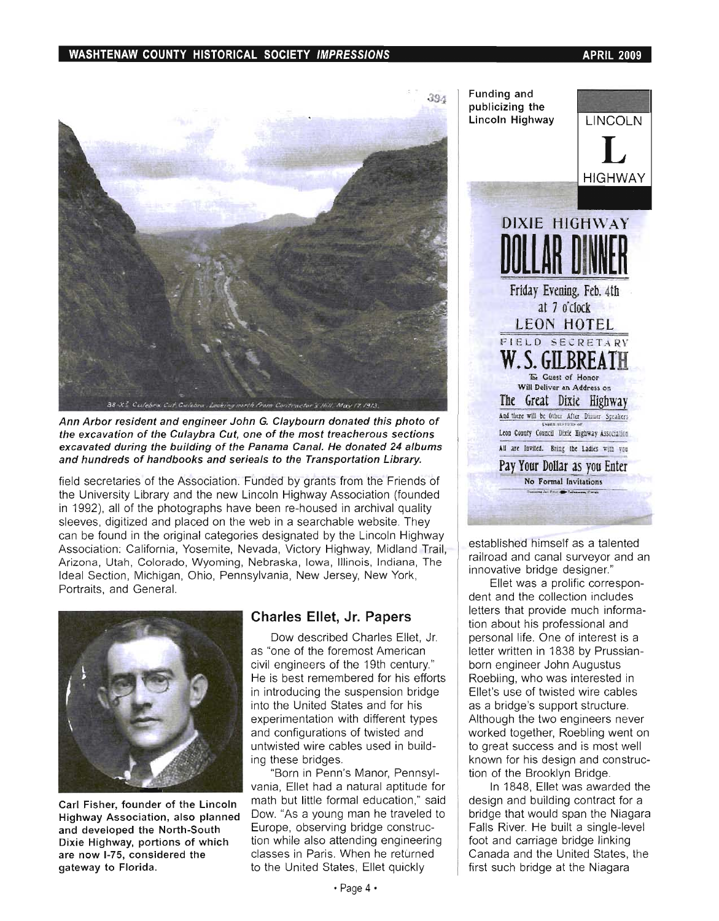*Ann Arbor resident and engineer John G. Claybourn donated this photo of the excavation of the Culaybra Cut, one of the most treacherous sections excavated during the building of the Panama Canal. He donated 24 albums and hundreds of handbooks and serieals to the Transportation Library.*

field secretaries of the Association. Funded by grants from the Friends of the University Library and the new Lincoln Highway Association (founded in 1992), all of the photographs have been re-housed in archival quality sleeves, digitized and placed on the web in a searchable website. They can be found in the original categories designated by the Lincoln Highway Association: California, Yosemite, Nevada, Victory Highway, Midland Trail, Arizona, Utah, Colorado, Wyoming, Nebraska, Iowa, Illinois, Indiana, The Ideal Section, Michigan, Ohio, Pennsylvania, New Jersey, New York, Portraits, and General.

**Carl Fisher, founder of the Lincoln Highway Association, also planned and developed the North-South Dixie Highway, portions of which are now I-75, considered the gateway to Florida.**

## Charles Ellet, Jr. Papers

Dow described Charles Ellet, Jr. as "one of the foremost American civil engineers of the 19th century." He is best remembered for his efforts in introducing the suspension bridge into the United States and for his experimentation with different types and configurations of twisted and untwisted wire cables used in building these bridges.

"Born in Penn's Manor, Pennsylvania, Ellet had a natural aptitude for math but little formal education," said Dow. "As a young man he traveled to Europe, observing bridge construction while also attending engineering classes in Paris. When he returned to the United States, Ellet quickly established himself as a talented railroad and canal surveyor and an innovative bridge designer."

Ellet was a prolific correspondent and the collection includes letters that provide much information about his professional and personal life. One of interest is a letter written in 1838 by Prussian-born engineer John Augustus Roebling, who was interested in Ellet's use of twisted wire cables as a bridge's support structure. Although the two engineers never worked together, Roebling went on to great success and is most well known for his design and construction of the Brooklyn Bridge.

In 1848, Ellet was awarded the design and building contract for a bridge that would span the Niagara Falls River. He built a single-level foot and carriage bridge linking Canada and the United States, the first such bridge at the Niagara

**Funding and publicizing the Lincoln Highway**

LINCOLN L HIGHWAY

DIXIE HIGHWAY DOLLAR DINNER
Friday Evening, Feb. 4th at 7 o'clock
LEON HOTEL
FIELD SECRETARY W. S. GILBREATH
The Guest of Honor Will Deliver an Address on The Great Dixie Highway
And there will be Other After Dinner Speakers
Leon County Council Dixie Highway Association
All are Invited. Bring the Ladies with you
Pay Your Dollar as you Enter
No Formal Invitations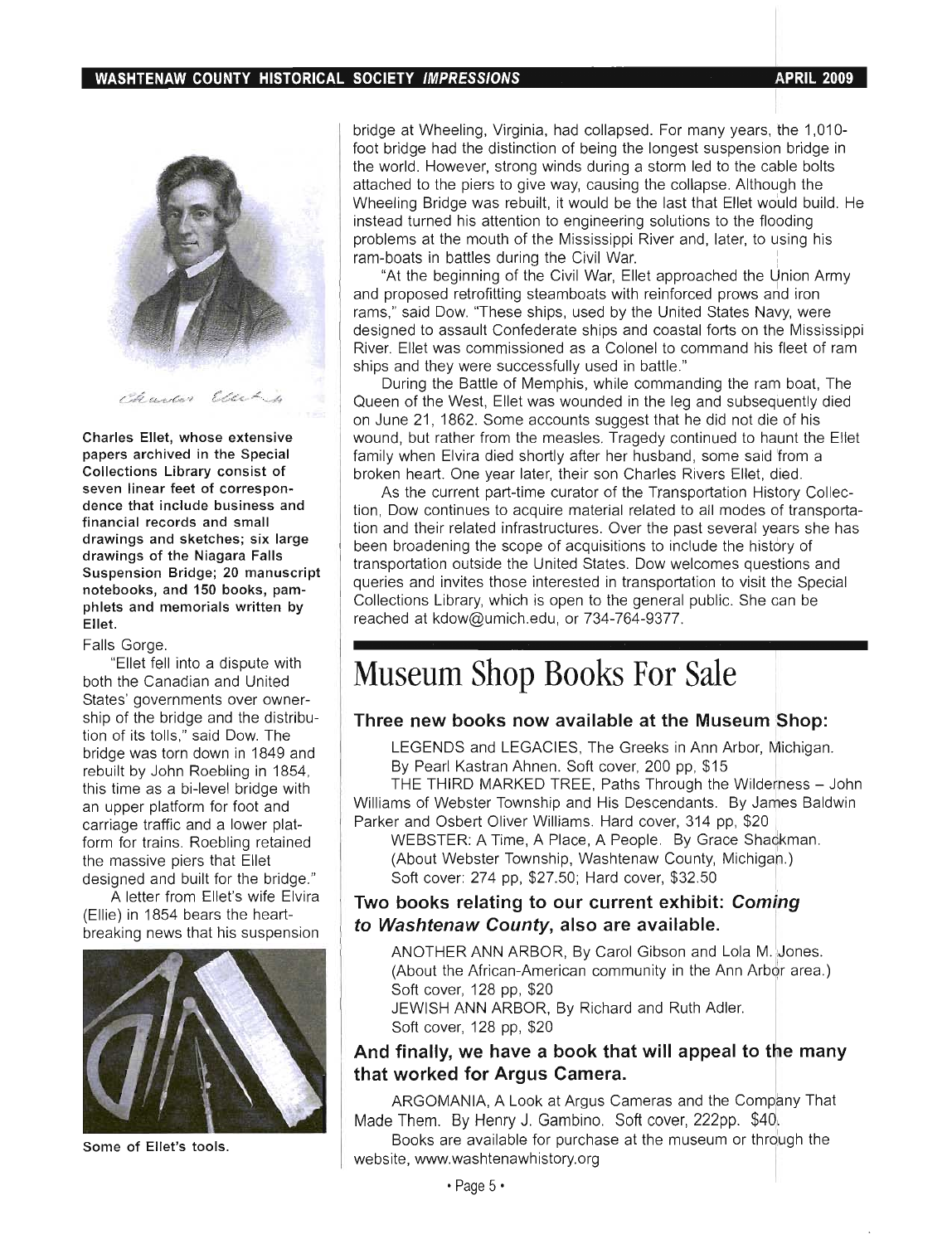Charles Ellet, whose extensive papers archived in the Special Collections Library consist of seven linear feet of correspondence that include business and financial records and small drawings and sketches; six large drawings of the Niagara Falls Suspension Bridge; 20 manuscript notebooks, and 150 books, pamphlets and memorials written by Ellet.

Falls Gorge.

"Ellet fell into a dispute with both the Canadian and United States' governments over ownership of the bridge and the distribution of its tolls," said Dow. The bridge was torn down in 1849 and rebuilt by John Roebling in 1854, this time as a bi-level bridge with an upper platform for foot and carriage traffic and a lower platform for trains. Roebling retained the massive piers that Ellet designed and built for the bridge."

A letter from Ellet's wife Elvira (Ellie) in 1854 bears the heartbreaking news that his suspension bridge at Wheeling, Virginia, had collapsed. For many years, the 1,010-foot bridge had the distinction of being the longest suspension bridge in the world. However, strong winds during a storm led to the cable bolts attached to the piers to give way, causing the collapse. Although the Wheeling Bridge was rebuilt, it would be the last that Ellet would build. He instead turned his attention to engineering solutions to the flooding problems at the mouth of the Mississippi River and, later, to using his ram-boats in battles during the Civil War.

"At the beginning of the Civil War, Ellet approached the Union Army and proposed retrofitting steamboats with reinforced prows and iron rams," said Dow. "These ships, used by the United States Navy, were designed to assault Confederate ships and coastal forts on the Mississippi River. Ellet was commissioned as a Colonel to command his fleet of ram ships and they were successfully used in battle."

During the Battle of Memphis, while commanding the ram boat, The Queen of the West, Ellet was wounded in the leg and subsequently died on June 21, 1862. Some accounts suggest that he did not die of his wound, but rather from the measles. Tragedy continued to haunt the Ellet family when Elvira died shortly after her husband, some said from a broken heart. One year later, their son Charles Rivers Ellet, died.

As the current part-time curator of the Transportation History Collection, Dow continues to acquire material related to all modes of transportation and their related infrastructures. Over the past several years she has been broadening the scope of acquisitions to include the history of transportation outside the United States. Dow welcomes questions and queries and invites those interested in transportation to visit the Special Collections Library, which is open to the general public. She can be reached at kdow@umich.edu, or 734-764-9377.

Some of Ellet's tools.

# Museum Shop Books For Sale

### Three new books now available at the Museum Shop:

LEGENDS and LEGACIES, The Greeks in Ann Arbor, Michigan. By Pearl Kastran Ahnen. Soft cover, 200 pp, $15

THE THIRD MARKED TREE, Paths Through the Wilderness – John Williams of Webster Township and His Descendants. By James Baldwin Parker and Osbert Oliver Williams. Hard cover, 314 pp, $20

WEBSTER: A Time, A Place, A People. By Grace Shackman. (About Webster Township, Washtenaw County, Michigan.) Soft cover: 274 pp, $27.50; Hard cover, $32.50

### Two books relating to our current exhibit: *Coming to Washtenaw County*, also are available.

ANOTHER ANN ARBOR, By Carol Gibson and Lola M. Jones. (About the African-American community in the Ann Arbor area.) Soft cover, 128 pp, $20

JEWISH ANN ARBOR, By Richard and Ruth Adler. Soft cover, 128 pp, $20

### And finally, we have a book that will appeal to the many that worked for Argus Camera.

ARGOMANIA, A Look at Argus Cameras and the Company That Made Them. By Henry J. Gambino. Soft cover, 222pp. $40.

Books are available for purchase at the museum or through the website, www.washtenawhistory.org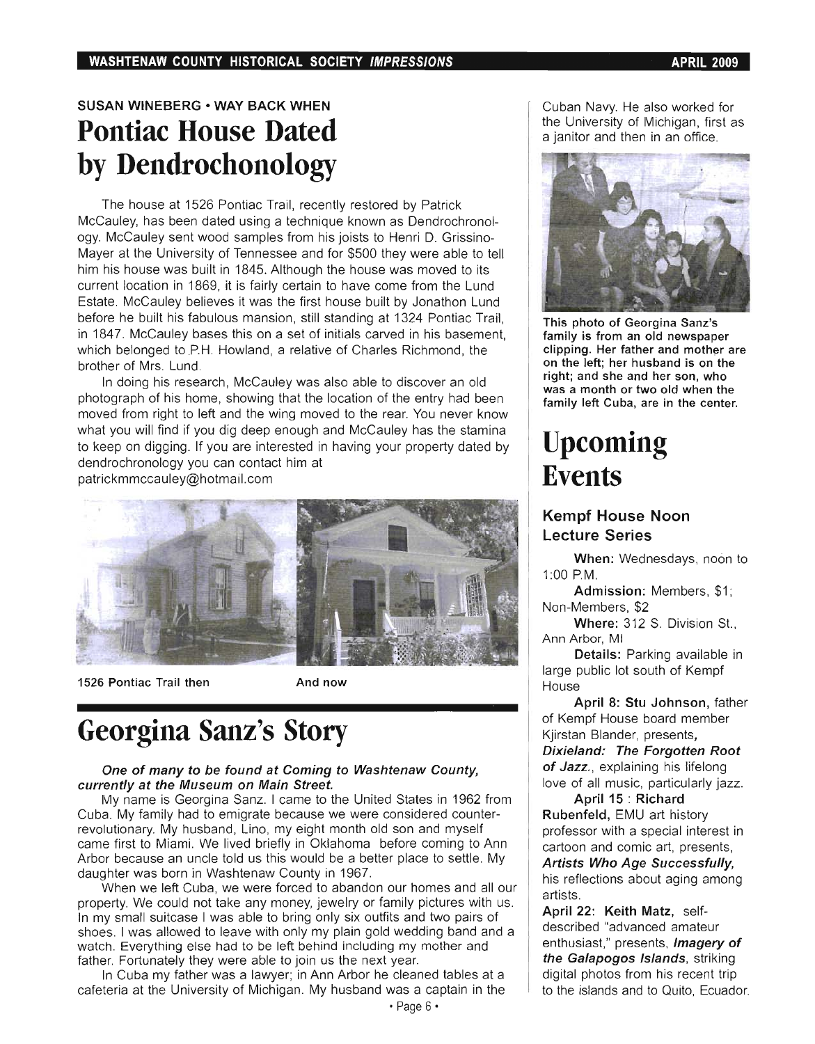SUSAN WINEBERG • WAY BACK WHEN

# Pontiac House Dated by Dendrochonology

The house at 1526 Pontiac Trail, recently restored by Patrick McCauley, has been dated using a technique known as Dendrochronology. McCauley sent wood samples from his joists to Henri D. Grissino-Mayer at the University of Tennessee and for $500 they were able to tell him his house was built in 1845. Although the house was moved to its current location in 1869, it is fairly certain to have come from the Lund Estate. McCauley believes it was the first house built by Jonathon Lund before he built his fabulous mansion, still standing at 1324 Pontiac Trail, in 1847. McCauley bases this on a set of initials carved in his basement, which belonged to P.H. Howland, a relative of Charles Richmond, the brother of Mrs. Lund.

In doing his research, McCauley was also able to discover an old photograph of his home, showing that the location of the entry had been moved from right to left and the wing moved to the rear. You never know what you will find if you dig deep enough and McCauley has the stamina to keep on digging. If you are interested in having your property dated by dendrochronology you can contact him at patrickmmccauley@hotmail.com

1526 Pontiac Trail then          And now

# Georgina Sanz's Story

***One of many to be found at Coming to Washtenaw County, currently at the Museum on Main Street.***

My name is Georgina Sanz. I came to the United States in 1962 from Cuba. My family had to emigrate because we were considered counter-revolutionary. My husband, Lino, my eight month old son and myself came first to Miami. We lived briefly in Oklahoma before coming to Ann Arbor because an uncle told us this would be a better place to settle. My daughter was born in Washtenaw County in 1967.

When we left Cuba, we were forced to abandon our homes and all our property. We could not take any money, jewelry or family pictures with us. In my small suitcase I was able to bring only six outfits and two pairs of shoes. I was allowed to leave with only my plain gold wedding band and a watch. Everything else had to be left behind including my mother and father. Fortunately they were able to join us the next year.

In Cuba my father was a lawyer; in Ann Arbor he cleaned tables at a cafeteria at the University of Michigan. My husband was a captain in the Cuban Navy. He also worked for the University of Michigan, first as a janitor and then in an office.

**This photo of Georgina Sanz's family is from an old newspaper clipping. Her father and mother are on the left; her husband is on the right; and she and her son, who was a month or two old when the family left Cuba, are in the center.**

# Upcoming Events

### Kempf House Noon Lecture Series

**When:** Wednesdays, noon to 1:00 P.M.

**Admission:** Members, $1; Non-Members, $2

**Where:** 312 S. Division St., Ann Arbor, MI

**Details:** Parking available in large public lot south of Kempf House

**April 8: Stu Johnson,** father of Kempf House board member Kjirstan Blander, presents, ***Dixieland: The Forgotten Root of Jazz.***, explaining his lifelong love of all music, particularly jazz.

**April 15 : Richard Rubenfeld,** EMU art history professor with a special interest in cartoon and comic art, presents, ***Artists Who Age Successfully,*** his reflections about aging among artists.

**April 22: Keith Matz,** self-described "advanced amateur enthusiast," presents, ***Imagery of the Galapogos Islands***, striking digital photos from his recent trip to the islands and to Quito, Ecuador.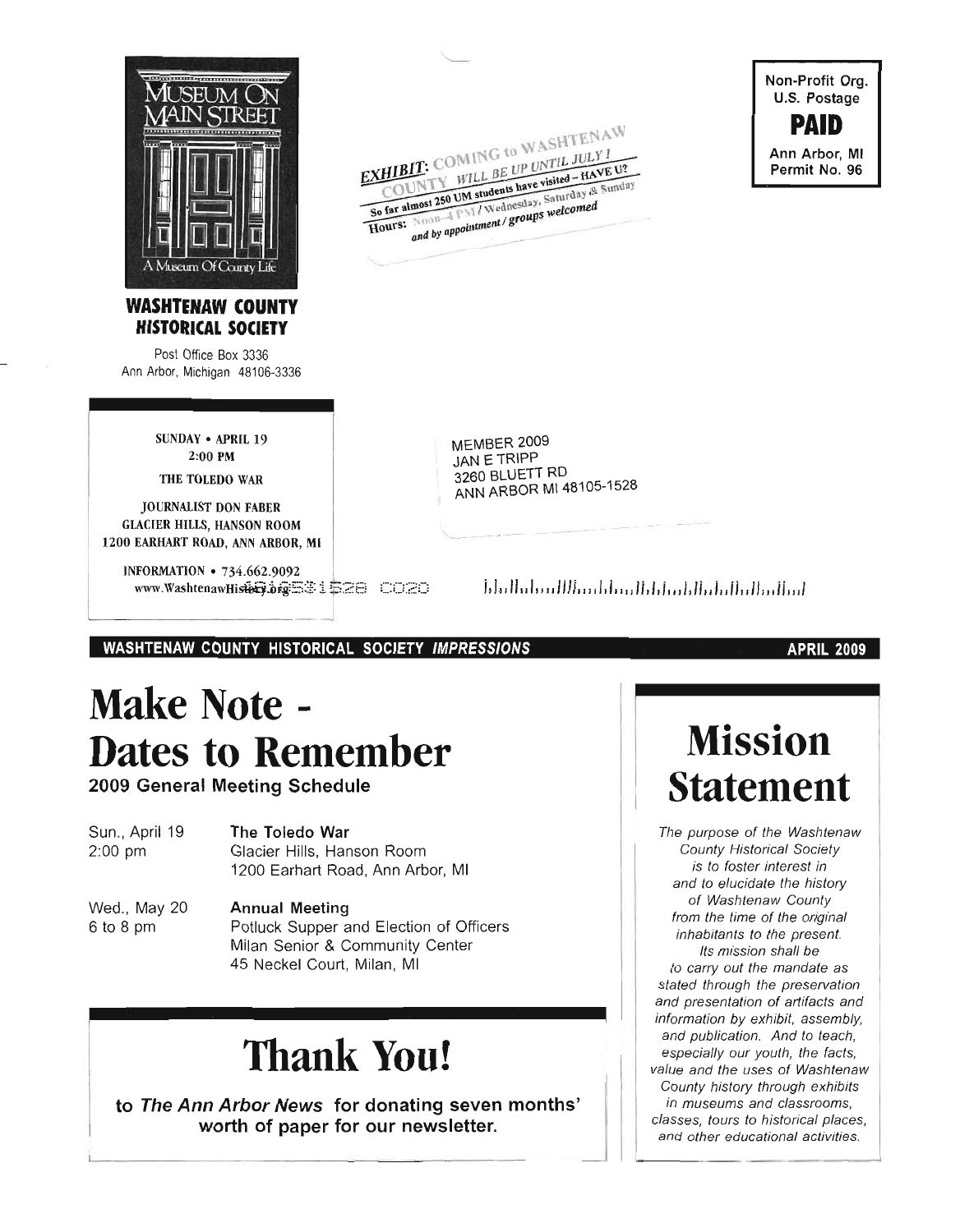MUSEUM ON MAIN STREET

A Museum Of County Life

**WASHTENAW COUNTY HISTORICAL SOCIETY**

Post Office Box 3336
Ann Arbor, Michigan 48106-3336

*EXHIBIT*: COMING to WASHTENAW COUNTY *WILL BE UP UNTIL JULY!*
So far almost 250 UM students have visited – HAVE U?
Hours: Noon–4 PM / Wednesday, Saturday & Sunday
*and by appointment / groups welcomed*

Non-Profit Org.
U.S. Postage
**PAID**
Ann Arbor, MI
Permit No. 96

SUNDAY • APRIL 19
2:00 PM

THE TOLEDO WAR

JOURNALIST DON FABER
GLACIER HILLS, HANSON ROOM
1200 EARHART ROAD, ANN ARBOR, MI

INFORMATION • 734.662.9092
www.WashtenawHistory.org

MEMBER 2009
JAN E TRIPP
3260 BLUETT RD
ANN ARBOR MI 48105-1528

**WASHTENAW COUNTY HISTORICAL SOCIETY *IMPRESSIONS*** **APRIL 2009**

# Make Note - Dates to Remember

**2009 General Meeting Schedule**

Sun., April 19, 2:00 pm
**The Toledo War**
Glacier Hills, Hanson Room
1200 Earhart Road, Ann Arbor, MI

Wed., May 20, 6 to 8 pm
**Annual Meeting**
Potluck Supper and Election of Officers
Milan Senior & Community Center
45 Neckel Court, Milan, MI

# Thank You!

**to *The Ann Arbor News* for donating seven months' worth of paper for our newsletter.**

# Mission Statement

*The purpose of the Washtenaw County Historical Society is to foster interest in and to elucidate the history of Washtenaw County from the time of the original inhabitants to the present. Its mission shall be to carry out the mandate as stated through the preservation and presentation of artifacts and information by exhibit, assembly, and publication. And to teach, especially our youth, the facts, value and the uses of Washtenaw County history through exhibits in museums and classrooms, classes, tours to historical places, and other educational activities.*